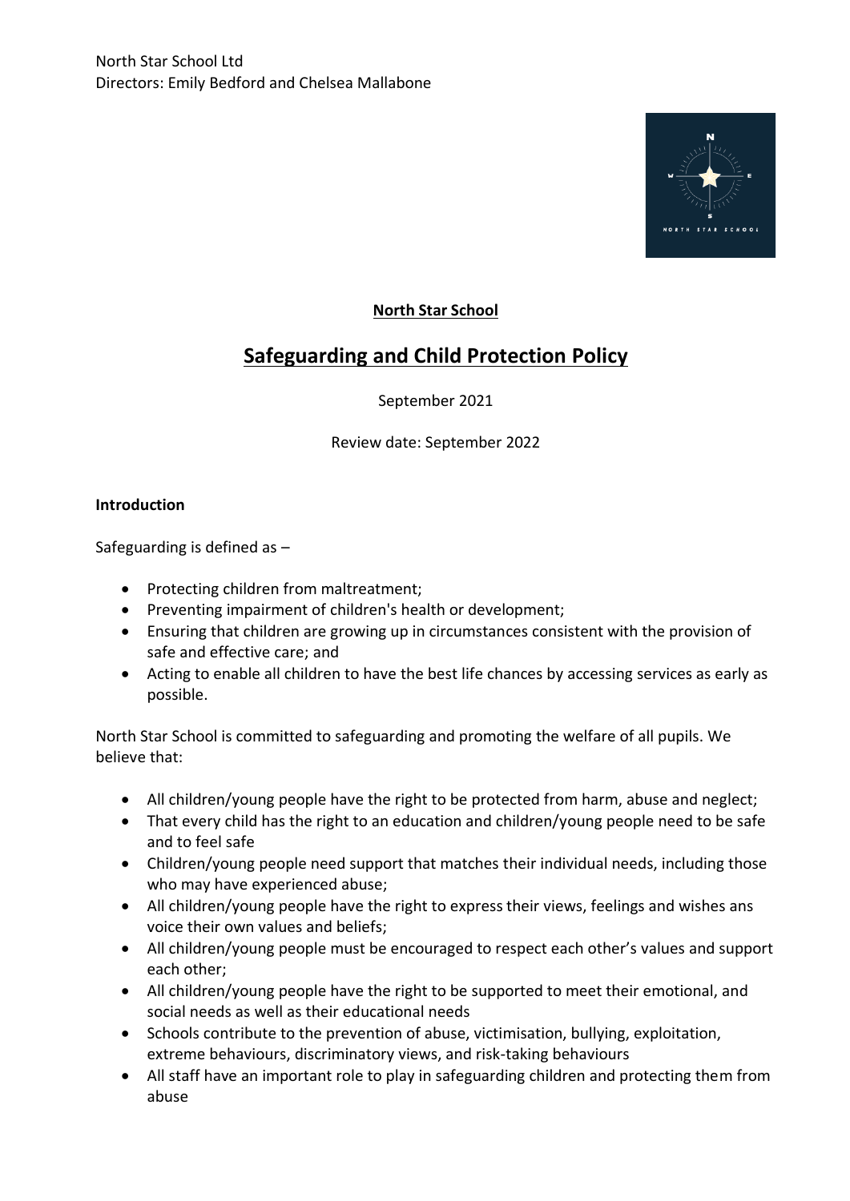North Star School Ltd
Directors: Emily Bedford and Chelsea Mallabone

**North Star School**

# Safeguarding and Child Protection Policy

September 2021

Review date: September 2022

**Introduction**

Safeguarding is defined as –

- Protecting children from maltreatment;
- Preventing impairment of children's health or development;
- Ensuring that children are growing up in circumstances consistent with the provision of safe and effective care; and
- Acting to enable all children to have the best life chances by accessing services as early as possible.

North Star School is committed to safeguarding and promoting the welfare of all pupils. We believe that:

- All children/young people have the right to be protected from harm, abuse and neglect;
- That every child has the right to an education and children/young people need to be safe and to feel safe
- Children/young people need support that matches their individual needs, including those who may have experienced abuse;
- All children/young people have the right to express their views, feelings and wishes ans voice their own values and beliefs;
- All children/young people must be encouraged to respect each other's values and support each other;
- All children/young people have the right to be supported to meet their emotional, and social needs as well as their educational needs
- Schools contribute to the prevention of abuse, victimisation, bullying, exploitation, extreme behaviours, discriminatory views, and risk-taking behaviours
- All staff have an important role to play in safeguarding children and protecting them from abuse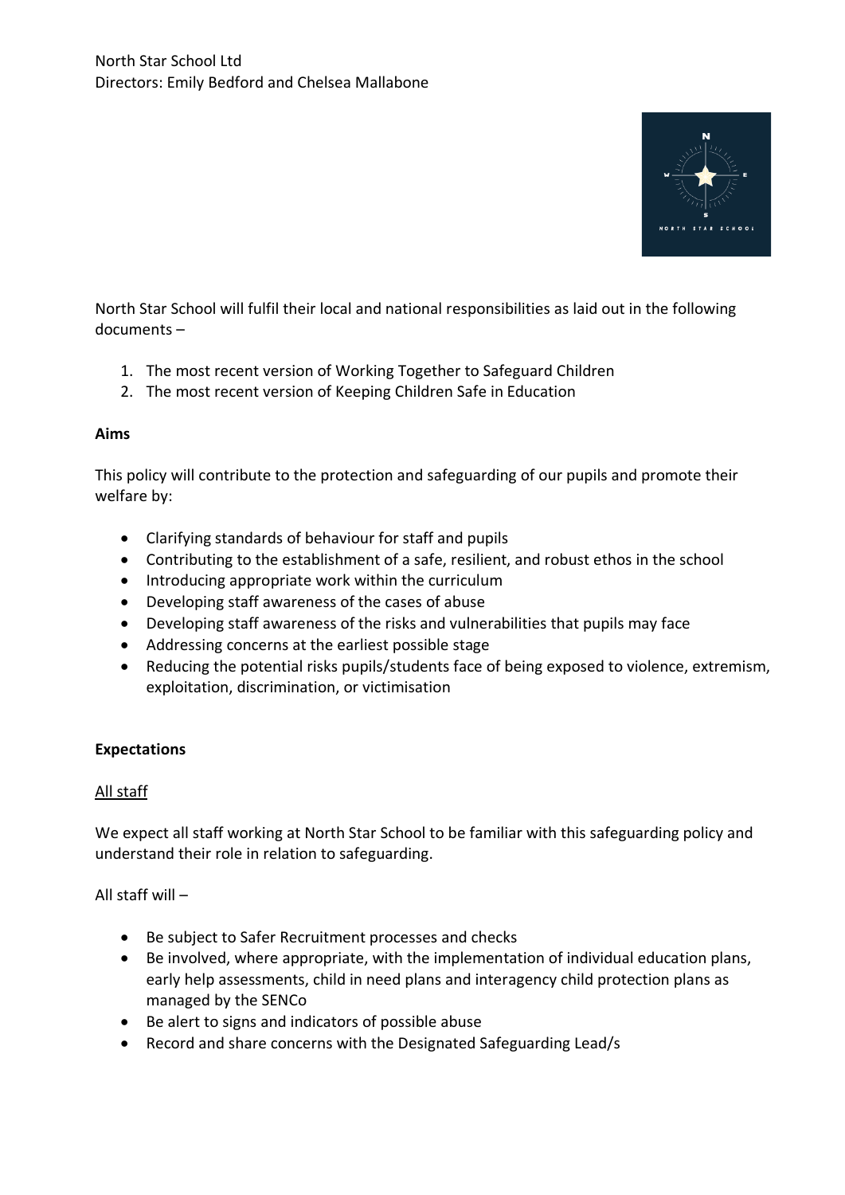North Star School Ltd
Directors: Emily Bedford and Chelsea Mallabone

North Star School will fulfil their local and national responsibilities as laid out in the following documents –

1. The most recent version of Working Together to Safeguard Children
2. The most recent version of Keeping Children Safe in Education

**Aims**

This policy will contribute to the protection and safeguarding of our pupils and promote their welfare by:

- Clarifying standards of behaviour for staff and pupils
- Contributing to the establishment of a safe, resilient, and robust ethos in the school
- Introducing appropriate work within the curriculum
- Developing staff awareness of the cases of abuse
- Developing staff awareness of the risks and vulnerabilities that pupils may face
- Addressing concerns at the earliest possible stage
- Reducing the potential risks pupils/students face of being exposed to violence, extremism, exploitation, discrimination, or victimisation

**Expectations**

<u>All staff</u>

We expect all staff working at North Star School to be familiar with this safeguarding policy and understand their role in relation to safeguarding.

All staff will –

- Be subject to Safer Recruitment processes and checks
- Be involved, where appropriate, with the implementation of individual education plans, early help assessments, child in need plans and interagency child protection plans as managed by the SENCo
- Be alert to signs and indicators of possible abuse
- Record and share concerns with the Designated Safeguarding Lead/s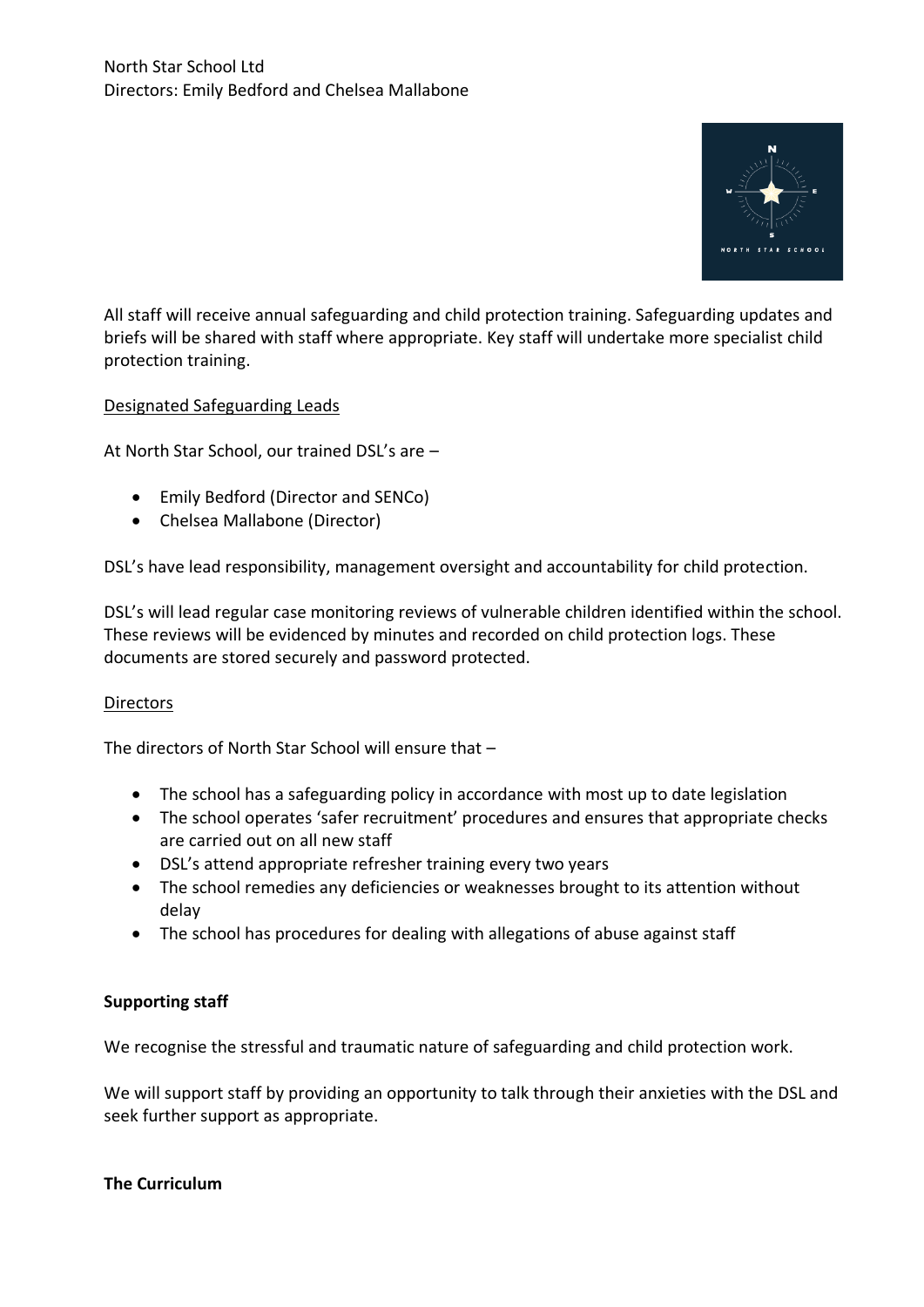All staff will receive annual safeguarding and child protection training. Safeguarding updates and briefs will be shared with staff where appropriate. Key staff will undertake more specialist child protection training.

<u>Designated Safeguarding Leads</u>

At North Star School, our trained DSL's are –

- Emily Bedford (Director and SENCo)
- Chelsea Mallabone (Director)

DSL's have lead responsibility, management oversight and accountability for child protection.

DSL's will lead regular case monitoring reviews of vulnerable children identified within the school. These reviews will be evidenced by minutes and recorded on child protection logs. These documents are stored securely and password protected.

<u>Directors</u>

The directors of North Star School will ensure that –

- The school has a safeguarding policy in accordance with most up to date legislation
- The school operates 'safer recruitment' procedures and ensures that appropriate checks are carried out on all new staff
- DSL's attend appropriate refresher training every two years
- The school remedies any deficiencies or weaknesses brought to its attention without delay
- The school has procedures for dealing with allegations of abuse against staff

**Supporting staff**

We recognise the stressful and traumatic nature of safeguarding and child protection work.

We will support staff by providing an opportunity to talk through their anxieties with the DSL and seek further support as appropriate.

**The Curriculum**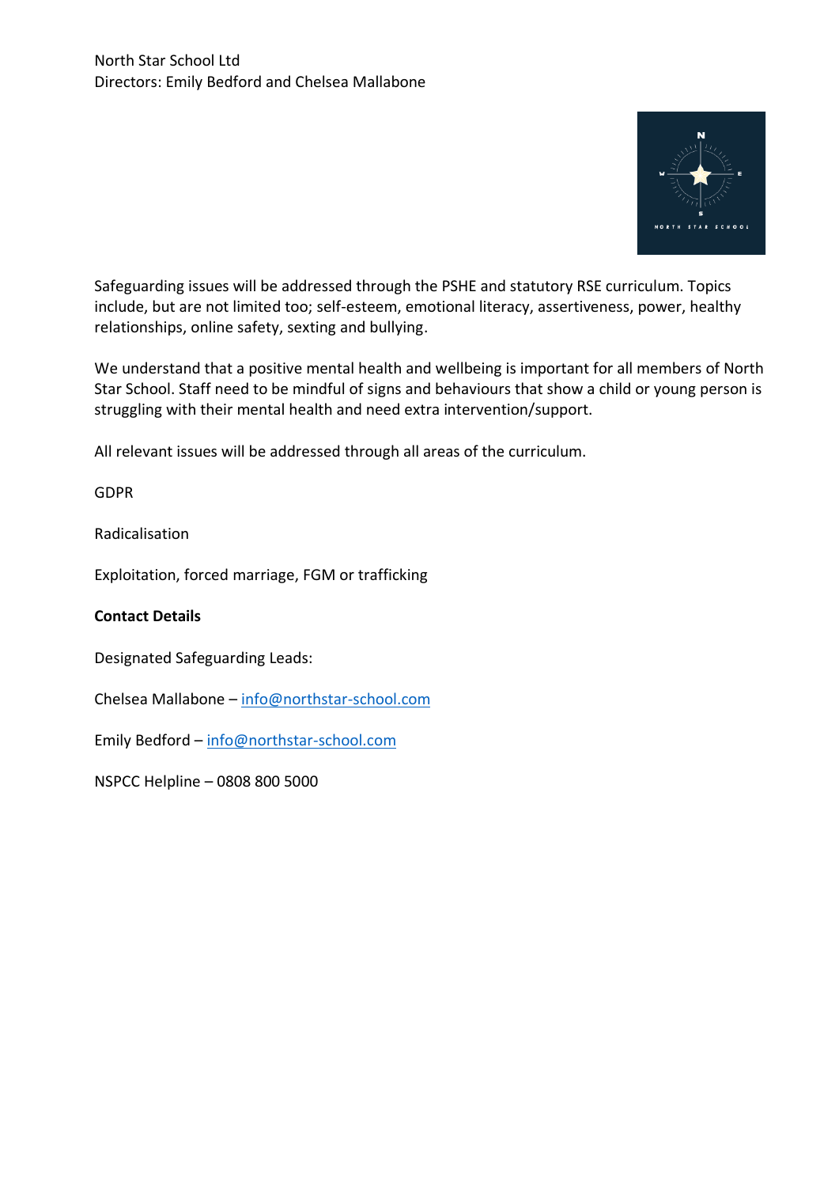North Star School Ltd
Directors: Emily Bedford and Chelsea Mallabone

Safeguarding issues will be addressed through the PSHE and statutory RSE curriculum. Topics include, but are not limited too; self-esteem, emotional literacy, assertiveness, power, healthy relationships, online safety, sexting and bullying.

We understand that a positive mental health and wellbeing is important for all members of North Star School. Staff need to be mindful of signs and behaviours that show a child or young person is struggling with their mental health and need extra intervention/support.

All relevant issues will be addressed through all areas of the curriculum.

GDPR

Radicalisation

Exploitation, forced marriage, FGM or trafficking

**Contact Details**

Designated Safeguarding Leads:

Chelsea Mallabone – info@northstar-school.com

Emily Bedford – info@northstar-school.com

NSPCC Helpline – 0808 800 5000